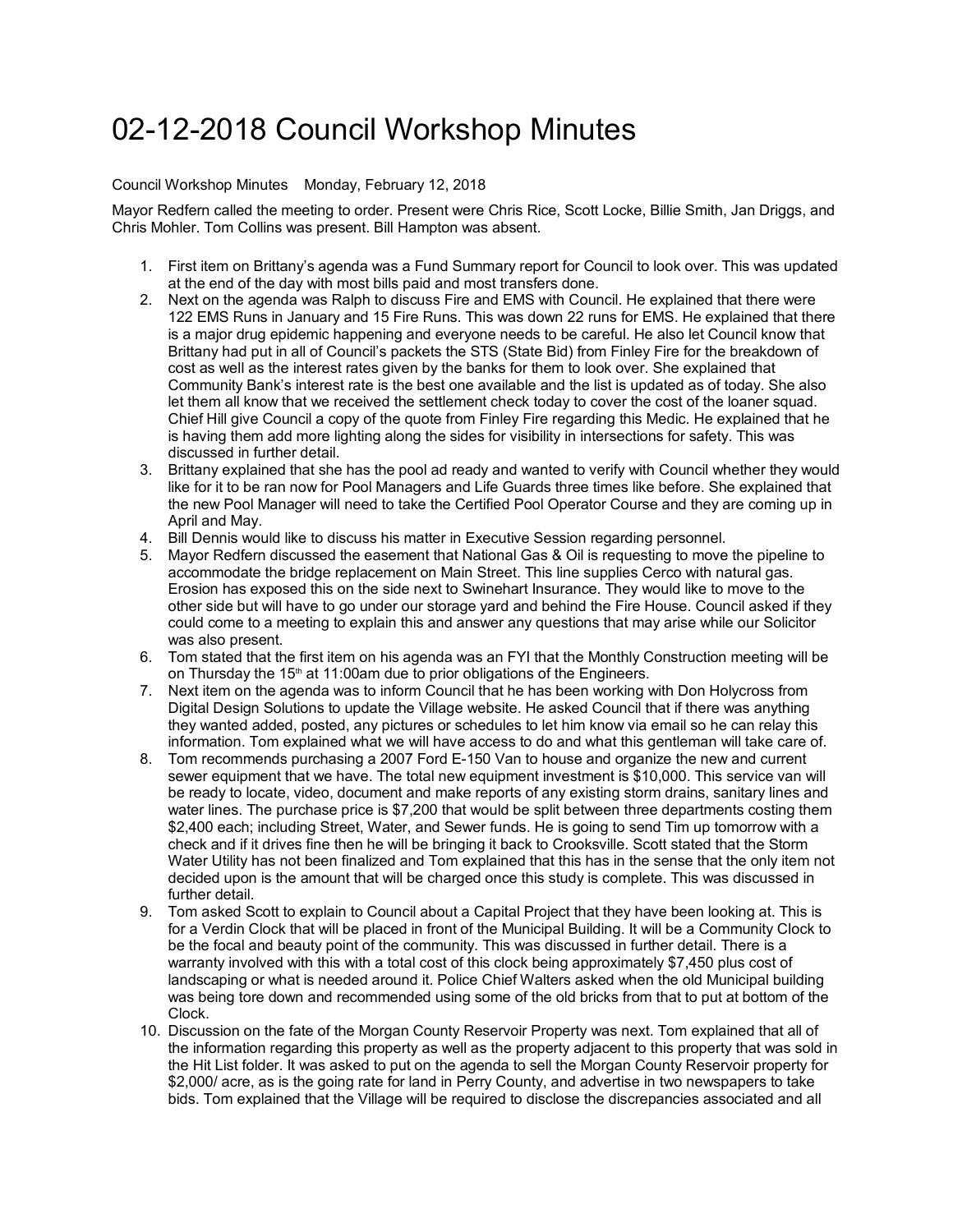# 02-12-2018 Council Workshop Minutes

Council Workshop Minutes Monday, February 12, 2018

Mayor Redfern called the meeting to order. Present were Chris Rice, Scott Locke, Billie Smith, Jan Driggs, and Chris Mohler. Tom Collins was present. Bill Hampton was absent.

1. First item on Brittany's agenda was a Fund Summary report for Council to look over. This was updated at the end of the day with most bills paid and most transfers done.
2. Next on the agenda was Ralph to discuss Fire and EMS with Council. He explained that there were 122 EMS Runs in January and 15 Fire Runs. This was down 22 runs for EMS. He explained that there is a major drug epidemic happening and everyone needs to be careful. He also let Council know that Brittany had put in all of Council's packets the STS (State Bid) from Finley Fire for the breakdown of cost as well as the interest rates given by the banks for them to look over. She explained that Community Bank's interest rate is the best one available and the list is updated as of today. She also let them all know that we received the settlement check today to cover the cost of the loaner squad. Chief Hill give Council a copy of the quote from Finley Fire regarding this Medic. He explained that he is having them add more lighting along the sides for visibility in intersections for safety. This was discussed in further detail.
3. Brittany explained that she has the pool ad ready and wanted to verify with Council whether they would like for it to be ran now for Pool Managers and Life Guards three times like before. She explained that the new Pool Manager will need to take the Certified Pool Operator Course and they are coming up in April and May.
4. Bill Dennis would like to discuss his matter in Executive Session regarding personnel.
5. Mayor Redfern discussed the easement that National Gas & Oil is requesting to move the pipeline to accommodate the bridge replacement on Main Street. This line supplies Cerco with natural gas. Erosion has exposed this on the side next to Swinehart Insurance. They would like to move to the other side but will have to go under our storage yard and behind the Fire House. Council asked if they could come to a meeting to explain this and answer any questions that may arise while our Solicitor was also present.
6. Tom stated that the first item on his agenda was an FYI that the Monthly Construction meeting will be on Thursday the 15th at 11:00am due to prior obligations of the Engineers.
7. Next item on the agenda was to inform Council that he has been working with Don Holycross from Digital Design Solutions to update the Village website. He asked Council that if there was anything they wanted added, posted, any pictures or schedules to let him know via email so he can relay this information. Tom explained what we will have access to do and what this gentleman will take care of.
8. Tom recommends purchasing a 2007 Ford E-150 Van to house and organize the new and current sewer equipment that we have. The total new equipment investment is $10,000. This service van will be ready to locate, video, document and make reports of any existing storm drains, sanitary lines and water lines. The purchase price is $7,200 that would be split between three departments costing them $2,400 each; including Street, Water, and Sewer funds. He is going to send Tim up tomorrow with a check and if it drives fine then he will be bringing it back to Crooksville. Scott stated that the Storm Water Utility has not been finalized and Tom explained that this has in the sense that the only item not decided upon is the amount that will be charged once this study is complete. This was discussed in further detail.
9. Tom asked Scott to explain to Council about a Capital Project that they have been looking at. This is for a Verdin Clock that will be placed in front of the Municipal Building. It will be a Community Clock to be the focal and beauty point of the community. This was discussed in further detail. There is a warranty involved with this with a total cost of this clock being approximately $7,450 plus cost of landscaping or what is needed around it. Police Chief Walters asked when the old Municipal building was being tore down and recommended using some of the old bricks from that to put at bottom of the Clock.
10. Discussion on the fate of the Morgan County Reservoir Property was next. Tom explained that all of the information regarding this property as well as the property adjacent to this property that was sold in the Hit List folder. It was asked to put on the agenda to sell the Morgan County Reservoir property for $2,000/ acre, as is the going rate for land in Perry County, and advertise in two newspapers to take bids. Tom explained that the Village will be required to disclose the discrepancies associated and all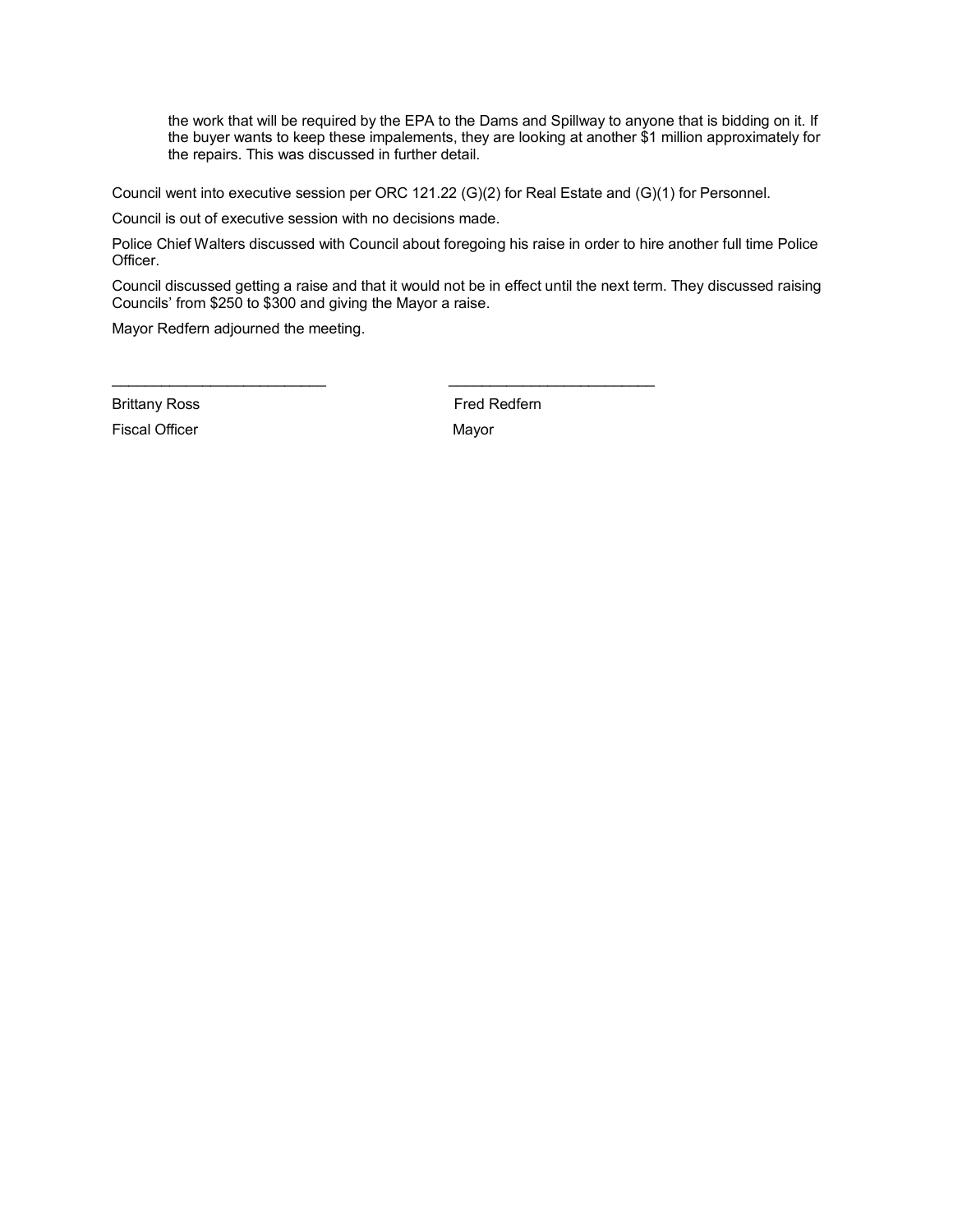the work that will be required by the EPA to the Dams and Spillway to anyone that is bidding on it. If the buyer wants to keep these impalements, they are looking at another $1 million approximately for the repairs. This was discussed in further detail.

Council went into executive session per ORC 121.22 (G)(2) for Real Estate and (G)(1) for Personnel.

Council is out of executive session with no decisions made.

Police Chief Walters discussed with Council about foregoing his raise in order to hire another full time Police Officer.

Council discussed getting a raise and that it would not be in effect until the next term. They discussed raising Councils' from $250 to $300 and giving the Mayor a raise.

Mayor Redfern adjourned the meeting.

_________________________ _________________________

Brittany Ross Fred Redfern

Fiscal Officer Mayor